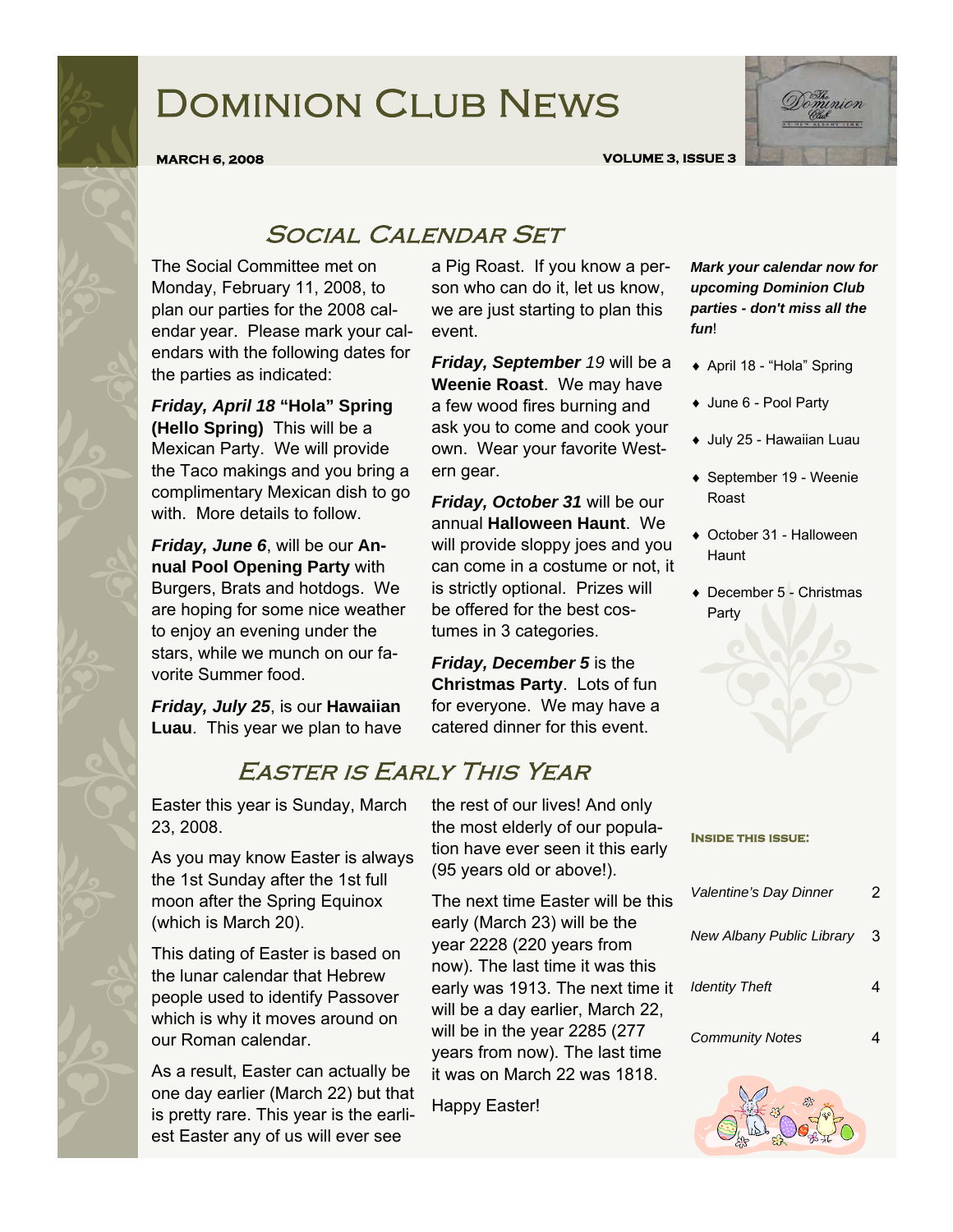# Dominion Club News

**March 6, 2008** **Volume 3, Issue 3**

## Social Calendar Set

The Social Committee met on Monday, February 11, 2008, to plan our parties for the 2008 calendar year. Please mark your calendars with the following dates for the parties as indicated:

***Friday, April 18*** **"Hola" Spring (Hello Spring)** This will be a Mexican Party. We will provide the Taco makings and you bring a complimentary Mexican dish to go with. More details to follow.

***Friday, June 6***, will be our **Annual Pool Opening Party** with Burgers, Brats and hotdogs. We are hoping for some nice weather to enjoy an evening under the stars, while we munch on our favorite Summer food.

***Friday, July 25***, is our **Hawaiian Luau**. This year we plan to have a Pig Roast. If you know a person who can do it, let us know, we are just starting to plan this event.

***Friday, September** 19* will be a **Weenie Roast**. We may have a few wood fires burning and ask you to come and cook your own. Wear your favorite Western gear.

***Friday, October 31*** will be our annual **Halloween Haunt**. We will provide sloppy joes and you can come in a costume or not, it is strictly optional. Prizes will be offered for the best costumes in 3 categories.

***Friday, December 5*** is the **Christmas Party**. Lots of fun for everyone. We may have a catered dinner for this event.

***Mark your calendar now for upcoming Dominion Club parties - don't miss all the fun***!

- April 18 - "Hola" Spring
- June 6 - Pool Party
- July 25 - Hawaiian Luau
- September 19 - Weenie Roast
- October 31 - Halloween Haunt
- December 5 - Christmas Party

## Easter is Early This Year

Easter this year is Sunday, March 23, 2008.

As you may know Easter is always the 1st Sunday after the 1st full moon after the Spring Equinox (which is March 20).

This dating of Easter is based on the lunar calendar that Hebrew people used to identify Passover which is why it moves around on our Roman calendar.

As a result, Easter can actually be one day earlier (March 22) but that is pretty rare. This year is the earliest Easter any of us will ever see the rest of our lives! And only the most elderly of our population have ever seen it this early (95 years old or above!).

The next time Easter will be this early (March 23) will be the year 2228 (220 years from now). The last time it was this early was 1913. The next time it will be a day earlier, March 22, will be in the year 2285 (277 years from now). The last time it was on March 22 was 1818.

Happy Easter!

**Inside this issue:**

| | |
|---|---|
| *Valentine's Day Dinner* | 2 |
| *New Albany Public Library* | 3 |
| *Identity Theft* | 4 |
| *Community Notes* | 4 |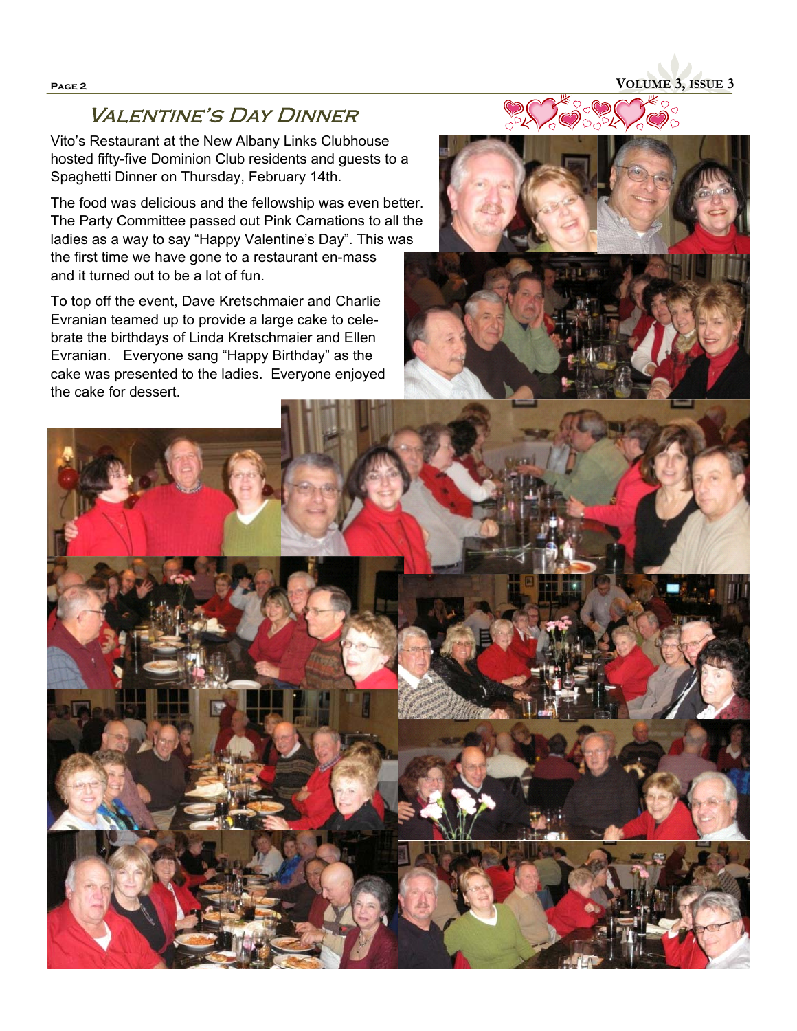## Valentine's Day Dinner

Vito's Restaurant at the New Albany Links Clubhouse hosted fifty-five Dominion Club residents and guests to a Spaghetti Dinner on Thursday, February 14th.

The food was delicious and the fellowship was even better. The Party Committee passed out Pink Carnations to all the ladies as a way to say "Happy Valentine's Day". This was the first time we have gone to a restaurant en-mass and it turned out to be a lot of fun.

To top off the event, Dave Kretschmaier and Charlie Evranian teamed up to provide a large cake to celebrate the birthdays of Linda Kretschmaier and Ellen Evranian. Everyone sang "Happy Birthday" as the cake was presented to the ladies. Everyone enjoyed the cake for dessert.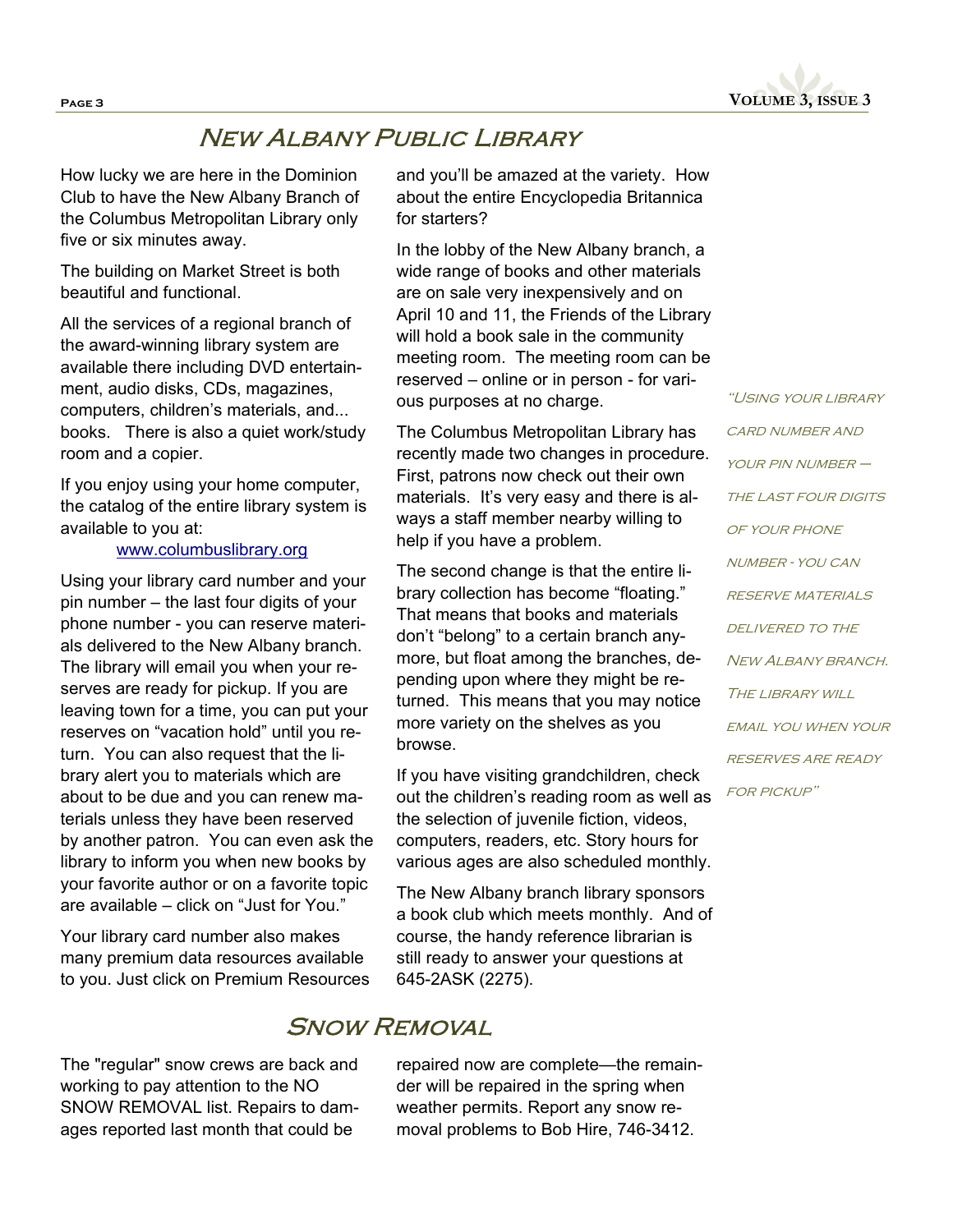## New Albany Public Library

How lucky we are here in the Dominion Club to have the New Albany Branch of the Columbus Metropolitan Library only five or six minutes away.

The building on Market Street is both beautiful and functional.

All the services of a regional branch of the award-winning library system are available there including DVD entertainment, audio disks, CDs, magazines, computers, children's materials, and... books. There is also a quiet work/study room and a copier.

If you enjoy using your home computer, the catalog of the entire library system is available to you at:

www.columbuslibrary.org

Using your library card number and your pin number – the last four digits of your phone number - you can reserve materials delivered to the New Albany branch. The library will email you when your reserves are ready for pickup. If you are leaving town for a time, you can put your reserves on "vacation hold" until you return. You can also request that the library alert you to materials which are about to be due and you can renew materials unless they have been reserved by another patron. You can even ask the library to inform you when new books by your favorite author or on a favorite topic are available – click on "Just for You."

Your library card number also makes many premium data resources available to you. Just click on Premium Resources and you'll be amazed at the variety. How about the entire Encyclopedia Britannica for starters?

In the lobby of the New Albany branch, a wide range of books and other materials are on sale very inexpensively and on April 10 and 11, the Friends of the Library will hold a book sale in the community meeting room. The meeting room can be reserved – online or in person - for various purposes at no charge.

The Columbus Metropolitan Library has recently made two changes in procedure. First, patrons now check out their own materials. It's very easy and there is always a staff member nearby willing to help if you have a problem.

The second change is that the entire library collection has become "floating." That means that books and materials don't "belong" to a certain branch anymore, but float among the branches, depending upon where they might be returned. This means that you may notice more variety on the shelves as you browse.

If you have visiting grandchildren, check out the children's reading room as well as the selection of juvenile fiction, videos, computers, readers, etc. Story hours for various ages are also scheduled monthly.

The New Albany branch library sponsors a book club which meets monthly. And of course, the handy reference librarian is still ready to answer your questions at 645-2ASK (2275).

> *"Using your library card number and your pin number — the last four digits of your phone number - you can reserve materials delivered to the New Albany branch. The library will email you when your reserves are ready for pickup"*

## Snow Removal

The "regular" snow crews are back and working to pay attention to the NO SNOW REMOVAL list. Repairs to damages reported last month that could be repaired now are complete—the remainder will be repaired in the spring when weather permits. Report any snow removal problems to Bob Hire, 746-3412.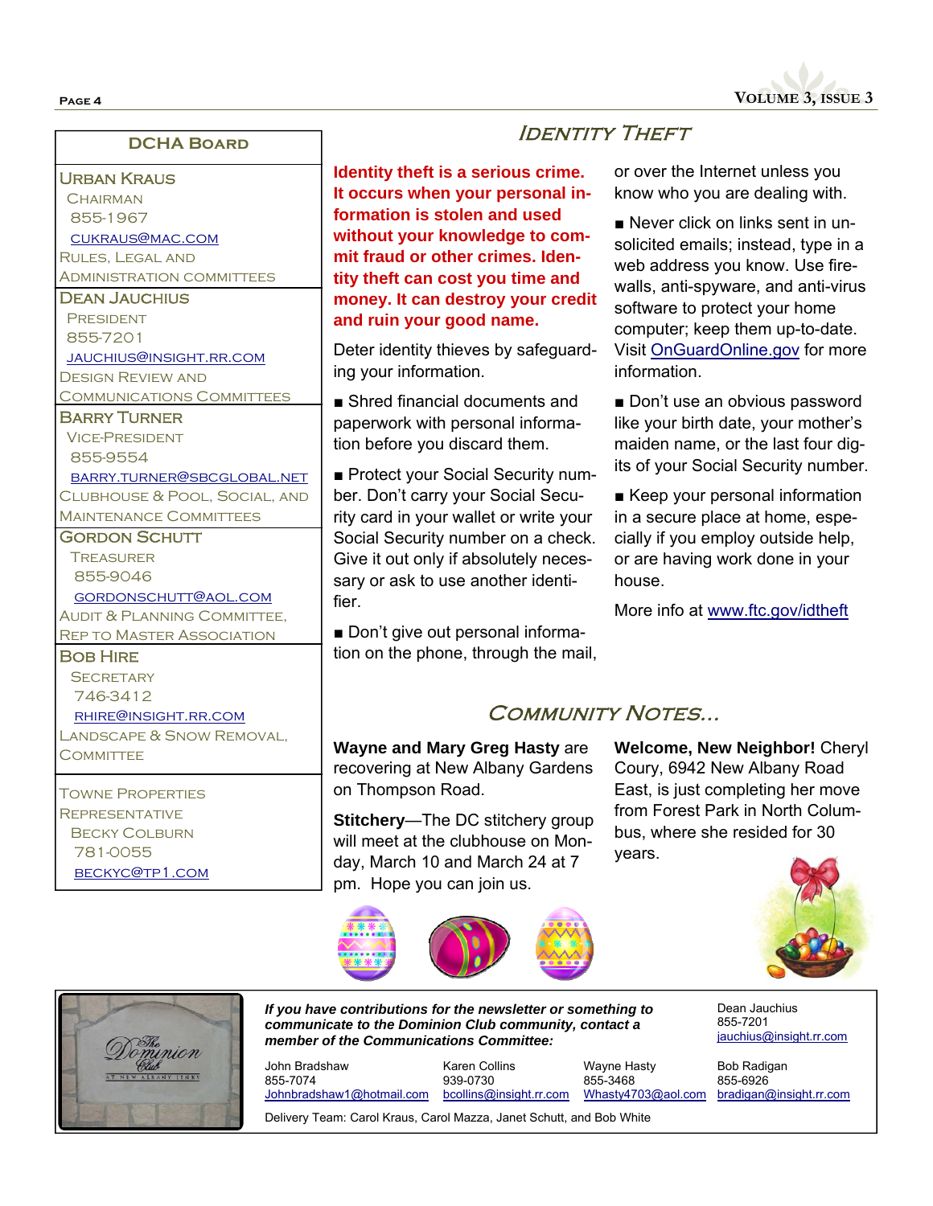## DCHA Board

**Urban Kraus**
Chairman
855-1967
cukraus@mac.com
Rules, Legal and Administration Committees

**Dean Jauchius**
President
855-7201
jauchius@insight.rr.com
Design Review and Communications Committees

**Barry Turner**
Vice-President
855-9554
barry.turner@sbcglobal.net
Clubhouse & Pool, Social, and Maintenance Committees

**Gordon Schutt**
Treasurer
855-9046
gordonschutt@aol.com
Audit & Planning Committee, Rep to Master Association

**Bob Hire**
Secretary
746-3412
rhire@insight.rr.com
Landscape & Snow Removal, Committee

Towne Properties Representative
Becky Colburn
781-0055
beckyc@tp1.com

## Identity Theft

**Identity theft is a serious crime. It occurs when your personal information is stolen and used without your knowledge to commit fraud or other crimes. Identity theft can cost you time and money. It can destroy your credit and ruin your good name.**

Deter identity thieves by safeguarding your information.

- Shred financial documents and paperwork with personal information before you discard them.
- Protect your Social Security number. Don't carry your Social Security card in your wallet or write your Social Security number on a check. Give it out only if absolutely necessary or ask to use another identifier.
- Don't give out personal information on the phone, through the mail, or over the Internet unless you know who you are dealing with.
- Never click on links sent in unsolicited emails; instead, type in a web address you know. Use firewalls, anti-spyware, and anti-virus software to protect your home computer; keep them up-to-date. Visit OnGuardOnline.gov for more information.
- Don't use an obvious password like your birth date, your mother's maiden name, or the last four digits of your Social Security number.
- Keep your personal information in a secure place at home, especially if you employ outside help, or are having work done in your house.

More info at www.ftc.gov/idtheft

## Community Notes...

**Wayne and Mary Greg Hasty** are recovering at New Albany Gardens on Thompson Road.

**Stitchery**—The DC stitchery group will meet at the clubhouse on Monday, March 10 and March 24 at 7 pm. Hope you can join us.

**Welcome, New Neighbor!** Cheryl Coury, 6942 New Albany Road East, is just completing her move from Forest Park in North Columbus, where she resided for 30 years.

***If you have contributions for the newsletter or something to communicate to the Dominion Club community, contact a member of the Communications Committee:***

Dean Jauchius
855-7201
jauchius@insight.rr.com

John Bradshaw
855-7074
Johnbradshaw1@hotmail.com

Karen Collins
939-0730
bcollins@insight.rr.com

Wayne Hasty
855-3468
Whasty4703@aol.com

Bob Radigan
855-6926
bradigan@insight.rr.com

Delivery Team: Carol Kraus, Carol Mazza, Janet Schutt, and Bob White